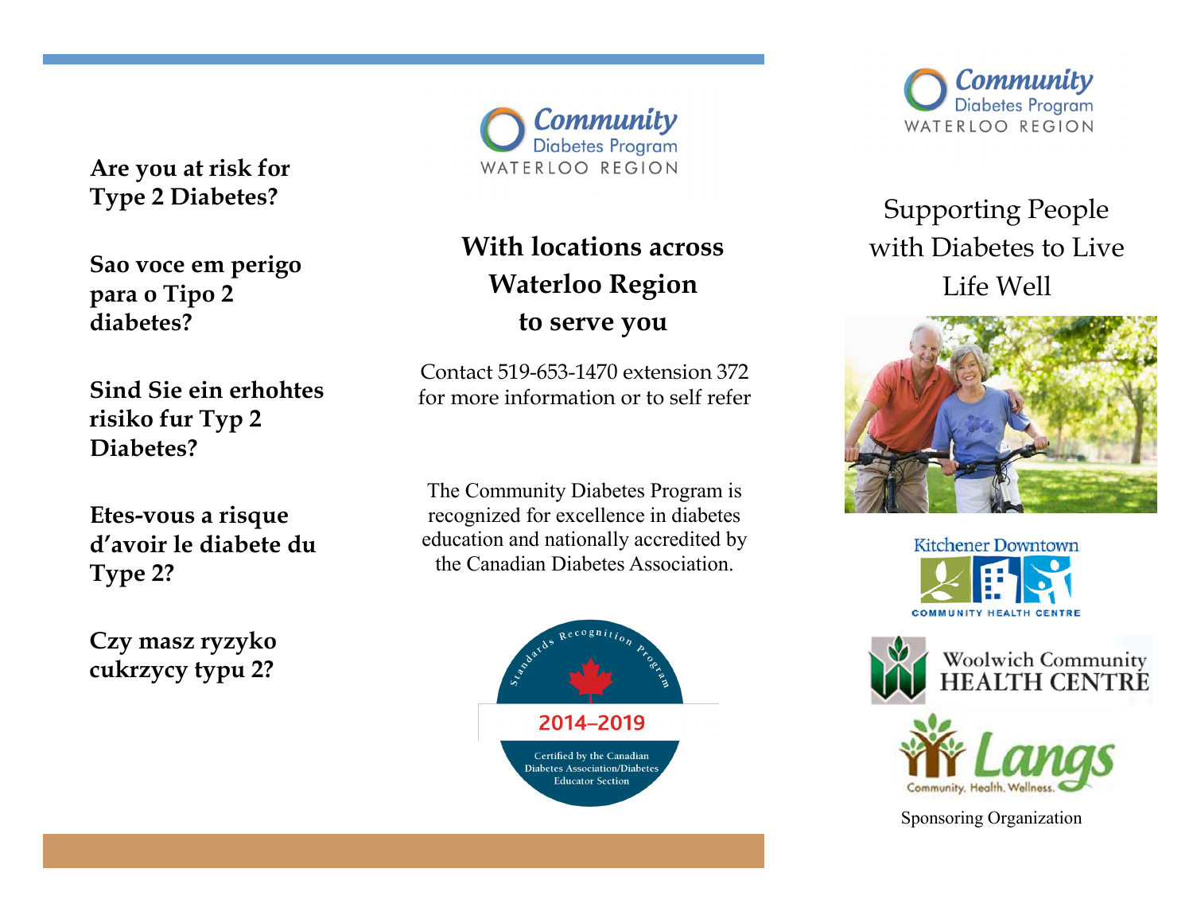**Are you at risk for Type 2 Diabetes?**

**Sao voce em perigo para o Tipo 2 diabetes?**

**Sind Sie ein erhohtes risiko fur Typ 2 Diabetes?**

**Etes-vous a risque d'avoir le diabete du Type 2?**

**Czy masz ryzyko cukrzycy typu 2?**

Community Diabetes Program
WATERLOO REGION

## With locations across Waterloo Region to serve you

Contact 519-653-1470 extension 372 for more information or to self refer

The Community Diabetes Program is recognized for excellence in diabetes education and nationally accredited by the Canadian Diabetes Association.

Standards Recognition Program
2014–2019
Certified by the Canadian Diabetes Association/Diabetes Educator Section

Community Diabetes Program
WATERLOO REGION

# Supporting People with Diabetes to Live Life Well

Kitchener Downtown
COMMUNITY HEALTH CENTRE

Woolwich Community HEALTH CENTRE

Langs
Community. Health. Wellness.

Sponsoring Organization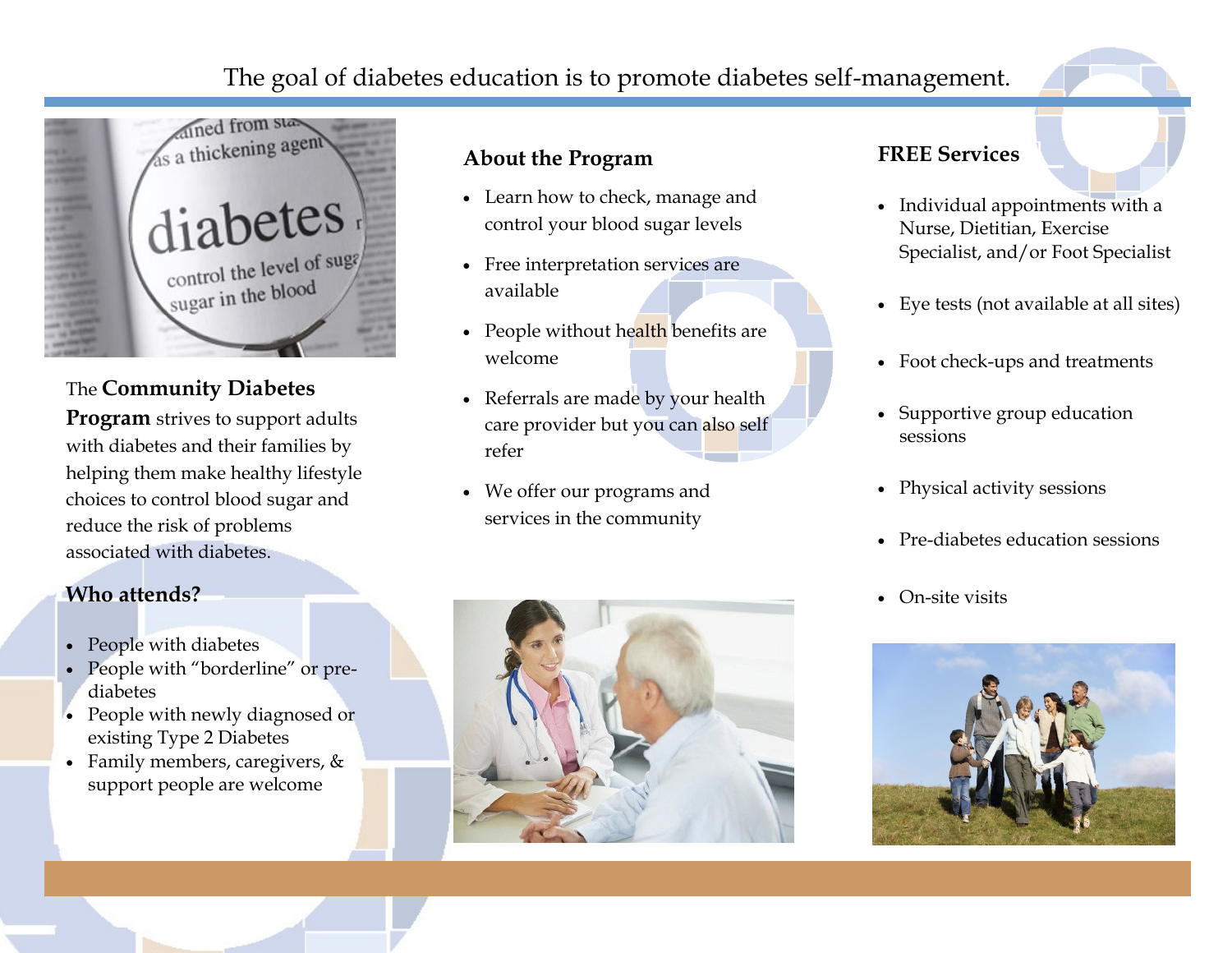The goal of diabetes education is to promote diabetes self-management.

The **Community Diabetes Program** strives to support adults with diabetes and their families by helping them make healthy lifestyle choices to control blood sugar and reduce the risk of problems associated with diabetes.

## Who attends?

- People with diabetes
- People with "borderline" or pre-diabetes
- People with newly diagnosed or existing Type 2 Diabetes
- Family members, caregivers, & support people are welcome

## About the Program

- Learn how to check, manage and control your blood sugar levels
- Free interpretation services are available
- People without health benefits are welcome
- Referrals are made by your health care provider but you can also self refer
- We offer our programs and services in the community

## FREE Services

- Individual appointments with a Nurse, Dietitian, Exercise Specialist, and/or Foot Specialist
- Eye tests (not available at all sites)
- Foot check-ups and treatments
- Supportive group education sessions
- Physical activity sessions
- Pre-diabetes education sessions
- On-site visits